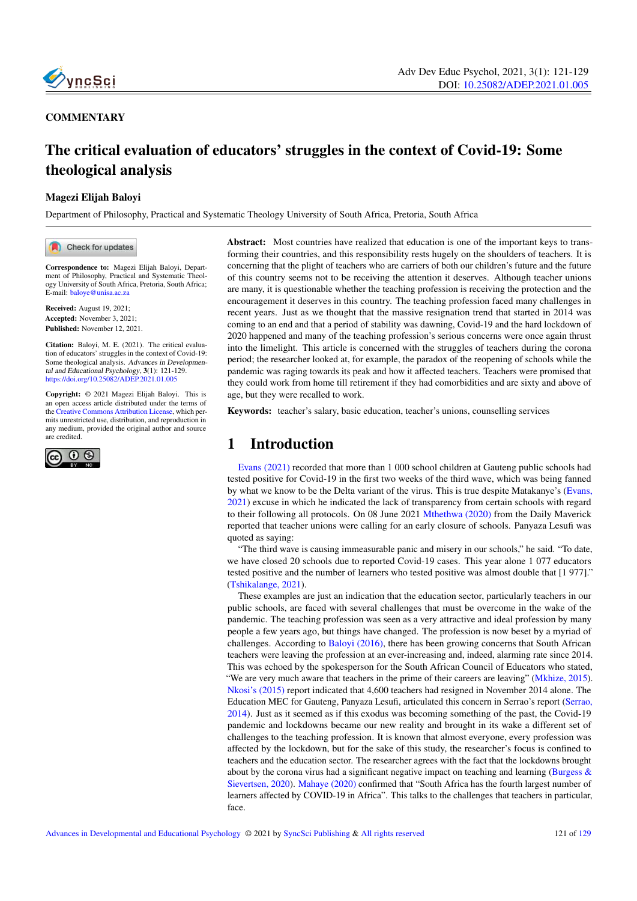COMMENTARY

# The critical evaluation of educators' struggles in the context of Covid-19: Some theological analysis

**Magezi Elijah Baloyi**

Department of Philosophy, Practical and Systematic Theology University of South Africa, Pretoria, South Africa

**Correspondence to:** Magezi Elijah Baloyi, Department of Philosophy, Practical and Systematic Theology University of South Africa, Pretoria, South Africa; E-mail: baloye@unisa.ac.za

**Received:** August 19, 2021;
**Accepted:** November 3, 2021;
**Published:** November 12, 2021.

**Citation:** Baloyi, M. E. (2021). The critical evaluation of educators' struggles in the context of Covid-19: Some theological analysis. *Advances in Developmental and Educational Psychology*, **3**(1): 121-129. https://doi.org/10.25082/ADEP.2021.01.005

**Copyright:** © 2021 Magezi Elijah Baloyi. This is an open access article distributed under the terms of the Creative Commons Attribution License, which permits unrestricted use, distribution, and reproduction in any medium, provided the original author and source are credited.

**Abstract:** Most countries have realized that education is one of the important keys to transforming their countries, and this responsibility rests hugely on the shoulders of teachers. It is concerning that the plight of teachers who are carriers of both our children's future and the future of this country seems not to be receiving the attention it deserves. Although teacher unions are many, it is questionable whether the teaching profession is receiving the protection and the encouragement it deserves in this country. The teaching profession faced many challenges in recent years. Just as we thought that the massive resignation trend that started in 2014 was coming to an end and that a period of stability was dawning, Covid-19 and the hard lockdown of 2020 happened and many of the teaching profession's serious concerns were once again thrust into the limelight. This article is concerned with the struggles of teachers during the corona period; the researcher looked at, for example, the paradox of the reopening of schools while the pandemic was raging towards its peak and how it affected teachers. Teachers were promised that they could work from home till retirement if they had comorbidities and are sixty and above of age, but they were recalled to work.

**Keywords:** teacher's salary, basic education, teacher's unions, counselling services

## 1 Introduction

Evans (2021) recorded that more than 1 000 school children at Gauteng public schools had tested positive for Covid-19 in the first two weeks of the third wave, which was being fanned by what we know to be the Delta variant of the virus. This is true despite Matakanye's (Evans, 2021) excuse in which he indicated the lack of transparency from certain schools with regard to their following all protocols. On 08 June 2021 Mthethwa (2020) from the Daily Maverick reported that teacher unions were calling for an early closure of schools. Panyaza Lesufi was quoted as saying:

"The third wave is causing immeasurable panic and misery in our schools," he said. "To date, we have closed 20 schools due to reported Covid-19 cases. This year alone 1 077 educators tested positive and the number of learners who tested positive was almost double that [1 977]." (Tshikalange, 2021).

These examples are just an indication that the education sector, particularly teachers in our public schools, are faced with several challenges that must be overcome in the wake of the pandemic. The teaching profession was seen as a very attractive and ideal profession by many people a few years ago, but things have changed. The profession is now beset by a myriad of challenges. According to Baloyi (2016), there has been growing concerns that South African teachers were leaving the profession at an ever-increasing and, indeed, alarming rate since 2014. This was echoed by the spokesperson for the South African Council of Educators who stated, "We are very much aware that teachers in the prime of their careers are leaving" (Mkhize, 2015). Nkosi's (2015) report indicated that 4,600 teachers had resigned in November 2014 alone. The Education MEC for Gauteng, Panyaza Lesufi, articulated this concern in Serrao's report (Serrao, 2014). Just as it seemed as if this exodus was becoming something of the past, the Covid-19 pandemic and lockdowns became our new reality and brought in its wake a different set of challenges to the teaching profession. It is known that almost everyone, every profession was affected by the lockdown, but for the sake of this study, the researcher's focus is confined to teachers and the education sector. The researcher agrees with the fact that the lockdowns brought about by the corona virus had a significant negative impact on teaching and learning (Burgess & Sievertsen, 2020). Mahaye (2020) confirmed that "South Africa has the fourth largest number of learners affected by COVID-19 in Africa". This talks to the challenges that teachers in particular, face.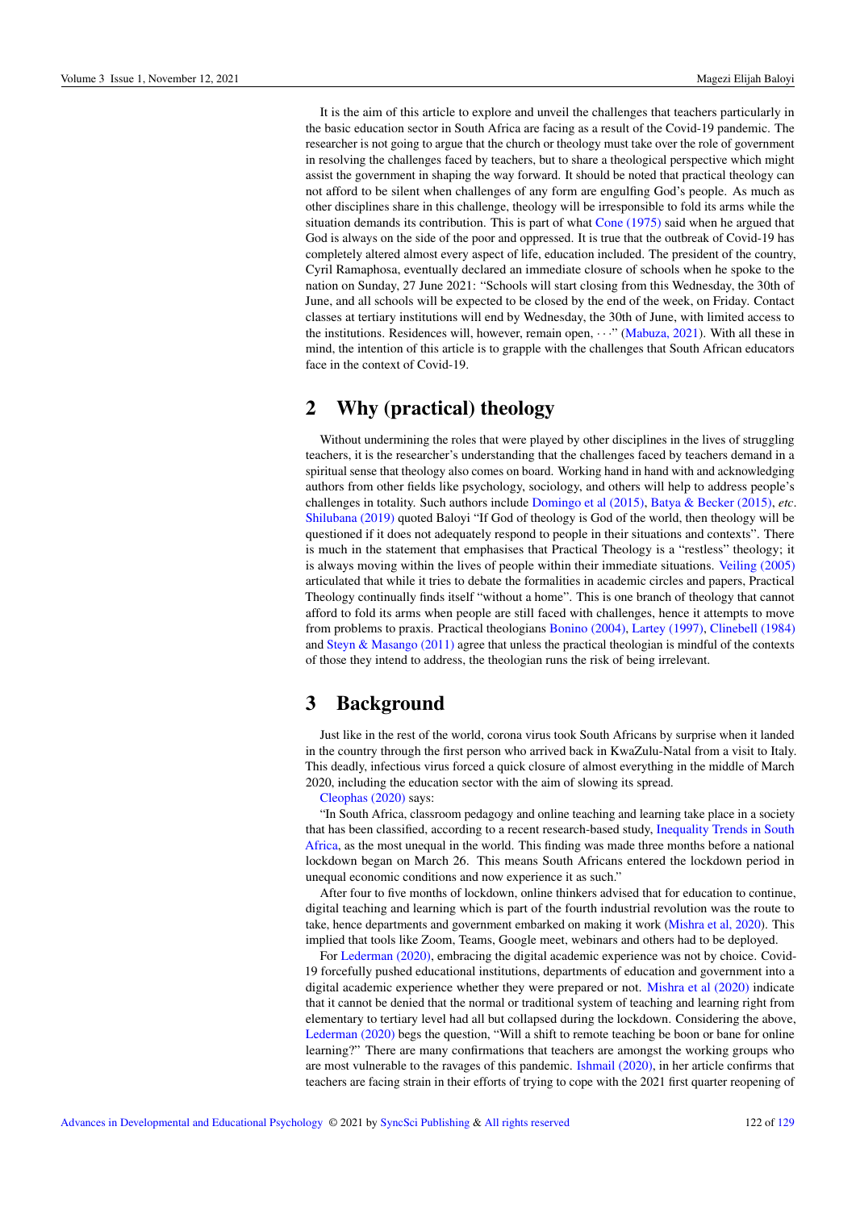It is the aim of this article to explore and unveil the challenges that teachers particularly in the basic education sector in South Africa are facing as a result of the Covid-19 pandemic. The researcher is not going to argue that the church or theology must take over the role of government in resolving the challenges faced by teachers, but to share a theological perspective which might assist the government in shaping the way forward. It should be noted that practical theology can not afford to be silent when challenges of any form are engulfing God's people. As much as other disciplines share in this challenge, theology will be irresponsible to fold its arms while the situation demands its contribution. This is part of what Cone (1975) said when he argued that God is always on the side of the poor and oppressed. It is true that the outbreak of Covid-19 has completely altered almost every aspect of life, education included. The president of the country, Cyril Ramaphosa, eventually declared an immediate closure of schools when he spoke to the nation on Sunday, 27 June 2021: "Schools will start closing from this Wednesday, the 30th of June, and all schools will be expected to be closed by the end of the week, on Friday. Contact classes at tertiary institutions will end by Wednesday, the 30th of June, with limited access to the institutions. Residences will, however, remain open, ···" (Mabuza, 2021). With all these in mind, the intention of this article is to grapple with the challenges that South African educators face in the context of Covid-19.

## 2 Why (practical) theology

Without undermining the roles that were played by other disciplines in the lives of struggling teachers, it is the researcher's understanding that the challenges faced by teachers demand in a spiritual sense that theology also comes on board. Working hand in hand with and acknowledging authors from other fields like psychology, sociology, and others will help to address people's challenges in totality. Such authors include Domingo et al (2015), Batya & Becker (2015), *etc*. Shilubana (2019) quoted Baloyi "If God of theology is God of the world, then theology will be questioned if it does not adequately respond to people in their situations and contexts". There is much in the statement that emphasises that Practical Theology is a "restless" theology; it is always moving within the lives of people within their immediate situations. Veiling (2005) articulated that while it tries to debate the formalities in academic circles and papers, Practical Theology continually finds itself "without a home". This is one branch of theology that cannot afford to fold its arms when people are still faced with challenges, hence it attempts to move from problems to praxis. Practical theologians Bonino (2004), Lartey (1997), Clinebell (1984) and Steyn & Masango (2011) agree that unless the practical theologian is mindful of the contexts of those they intend to address, the theologian runs the risk of being irrelevant.

## 3 Background

Just like in the rest of the world, corona virus took South Africans by surprise when it landed in the country through the first person who arrived back in KwaZulu-Natal from a visit to Italy. This deadly, infectious virus forced a quick closure of almost everything in the middle of March 2020, including the education sector with the aim of slowing its spread.

Cleophas (2020) says:

"In South Africa, classroom pedagogy and online teaching and learning take place in a society that has been classified, according to a recent research-based study, Inequality Trends in South Africa, as the most unequal in the world. This finding was made three months before a national lockdown began on March 26. This means South Africans entered the lockdown period in unequal economic conditions and now experience it as such."

After four to five months of lockdown, online thinkers advised that for education to continue, digital teaching and learning which is part of the fourth industrial revolution was the route to take, hence departments and government embarked on making it work (Mishra et al, 2020). This implied that tools like Zoom, Teams, Google meet, webinars and others had to be deployed.

For Lederman (2020), embracing the digital academic experience was not by choice. Covid-19 forcefully pushed educational institutions, departments of education and government into a digital academic experience whether they were prepared or not. Mishra et al (2020) indicate that it cannot be denied that the normal or traditional system of teaching and learning right from elementary to tertiary level had all but collapsed during the lockdown. Considering the above, Lederman (2020) begs the question, "Will a shift to remote teaching be boon or bane for online learning?" There are many confirmations that teachers are amongst the working groups who are most vulnerable to the ravages of this pandemic. Ishmail (2020), in her article confirms that teachers are facing strain in their efforts of trying to cope with the 2021 first quarter reopening of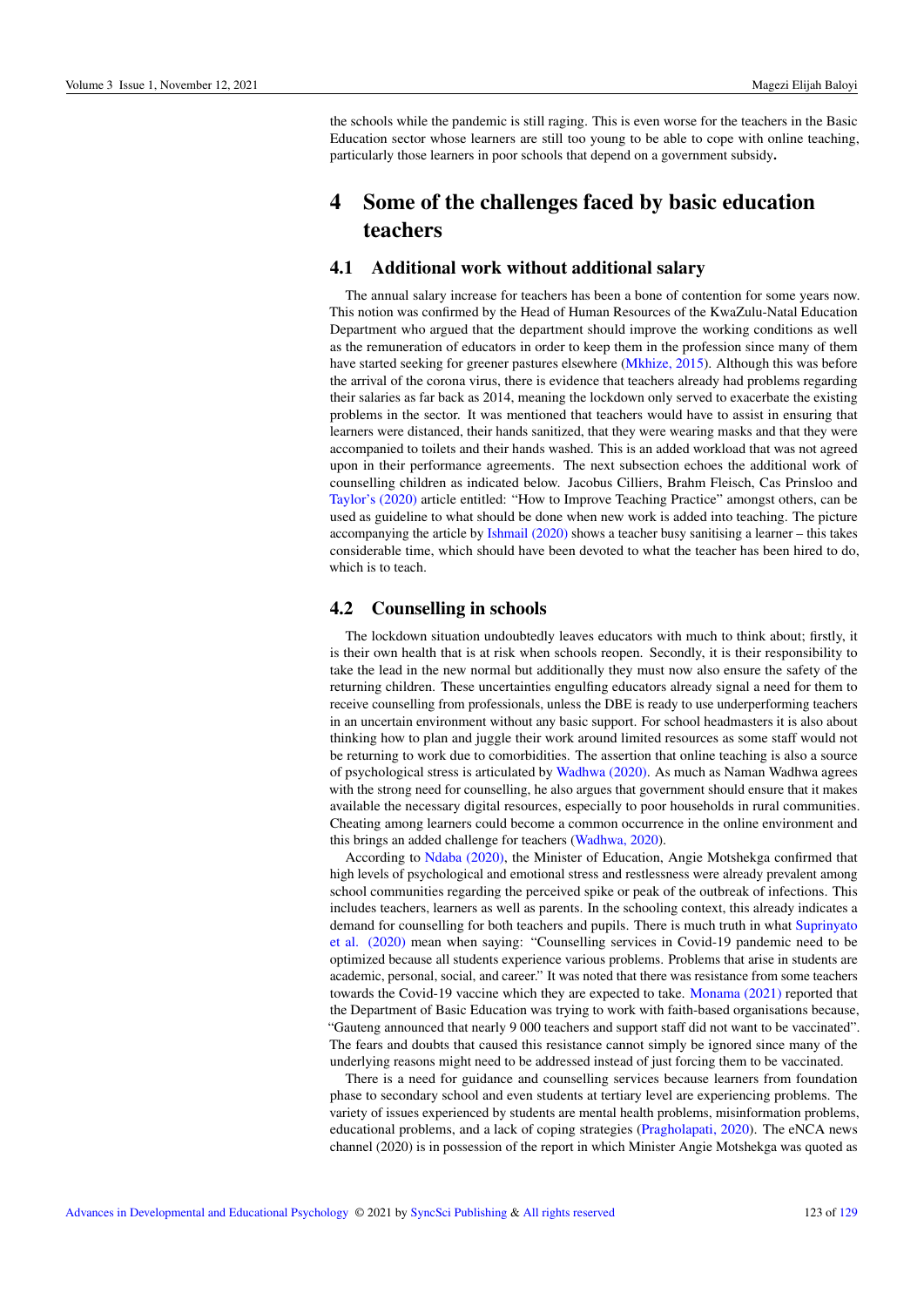the schools while the pandemic is still raging. This is even worse for the teachers in the Basic Education sector whose learners are still too young to be able to cope with online teaching, particularly those learners in poor schools that depend on a government subsidy**.**

# 4 Some of the challenges faced by basic education teachers

## 4.1 Additional work without additional salary

The annual salary increase for teachers has been a bone of contention for some years now. This notion was confirmed by the Head of Human Resources of the KwaZulu-Natal Education Department who argued that the department should improve the working conditions as well as the remuneration of educators in order to keep them in the profession since many of them have started seeking for greener pastures elsewhere (Mkhize, 2015). Although this was before the arrival of the corona virus, there is evidence that teachers already had problems regarding their salaries as far back as 2014, meaning the lockdown only served to exacerbate the existing problems in the sector. It was mentioned that teachers would have to assist in ensuring that learners were distanced, their hands sanitized, that they were wearing masks and that they were accompanied to toilets and their hands washed. This is an added workload that was not agreed upon in their performance agreements. The next subsection echoes the additional work of counselling children as indicated below. Jacobus Cilliers, Brahm Fleisch, Cas Prinsloo and Taylor's (2020) article entitled: "How to Improve Teaching Practice" amongst others, can be used as guideline to what should be done when new work is added into teaching. The picture accompanying the article by Ishmail (2020) shows a teacher busy sanitising a learner – this takes considerable time, which should have been devoted to what the teacher has been hired to do, which is to teach.

## 4.2 Counselling in schools

The lockdown situation undoubtedly leaves educators with much to think about; firstly, it is their own health that is at risk when schools reopen. Secondly, it is their responsibility to take the lead in the new normal but additionally they must now also ensure the safety of the returning children. These uncertainties engulfing educators already signal a need for them to receive counselling from professionals, unless the DBE is ready to use underperforming teachers in an uncertain environment without any basic support. For school headmasters it is also about thinking how to plan and juggle their work around limited resources as some staff would not be returning to work due to comorbidities. The assertion that online teaching is also a source of psychological stress is articulated by Wadhwa (2020). As much as Naman Wadhwa agrees with the strong need for counselling, he also argues that government should ensure that it makes available the necessary digital resources, especially to poor households in rural communities. Cheating among learners could become a common occurrence in the online environment and this brings an added challenge for teachers (Wadhwa, 2020).

According to Ndaba (2020), the Minister of Education, Angie Motshekga confirmed that high levels of psychological and emotional stress and restlessness were already prevalent among school communities regarding the perceived spike or peak of the outbreak of infections. This includes teachers, learners as well as parents. In the schooling context, this already indicates a demand for counselling for both teachers and pupils. There is much truth in what Suprinyato et al. (2020) mean when saying: "Counselling services in Covid-19 pandemic need to be optimized because all students experience various problems. Problems that arise in students are academic, personal, social, and career." It was noted that there was resistance from some teachers towards the Covid-19 vaccine which they are expected to take. Monama (2021) reported that the Department of Basic Education was trying to work with faith-based organisations because, "Gauteng announced that nearly 9 000 teachers and support staff did not want to be vaccinated". The fears and doubts that caused this resistance cannot simply be ignored since many of the underlying reasons might need to be addressed instead of just forcing them to be vaccinated.

There is a need for guidance and counselling services because learners from foundation phase to secondary school and even students at tertiary level are experiencing problems. The variety of issues experienced by students are mental health problems, misinformation problems, educational problems, and a lack of coping strategies (Pragholapati, 2020). The eNCA news channel (2020) is in possession of the report in which Minister Angie Motshekga was quoted as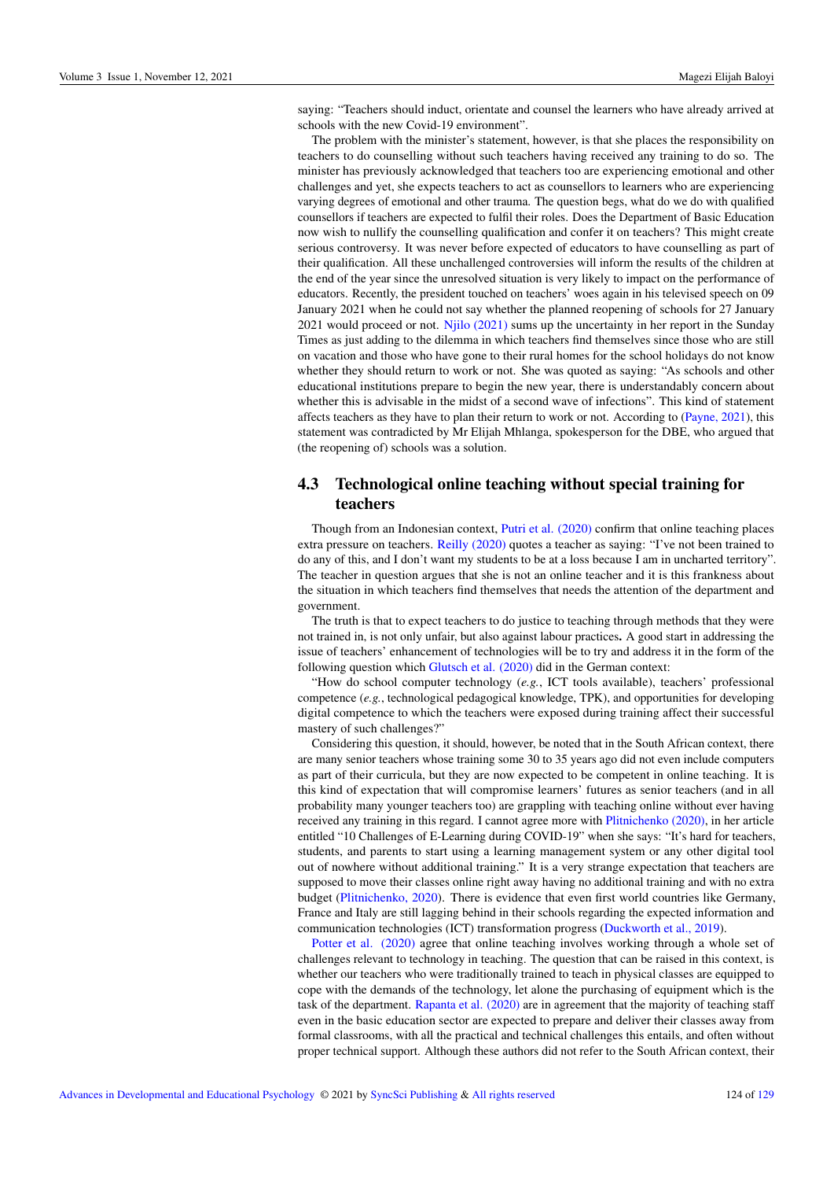saying: "Teachers should induct, orientate and counsel the learners who have already arrived at schools with the new Covid-19 environment".

The problem with the minister's statement, however, is that she places the responsibility on teachers to do counselling without such teachers having received any training to do so. The minister has previously acknowledged that teachers too are experiencing emotional and other challenges and yet, she expects teachers to act as counsellors to learners who are experiencing varying degrees of emotional and other trauma. The question begs, what do we do with qualified counsellors if teachers are expected to fulfil their roles. Does the Department of Basic Education now wish to nullify the counselling qualification and confer it on teachers? This might create serious controversy. It was never before expected of educators to have counselling as part of their qualification. All these unchallenged controversies will inform the results of the children at the end of the year since the unresolved situation is very likely to impact on the performance of educators. Recently, the president touched on teachers' woes again in his televised speech on 09 January 2021 when he could not say whether the planned reopening of schools for 27 January 2021 would proceed or not. Njilo (2021) sums up the uncertainty in her report in the Sunday Times as just adding to the dilemma in which teachers find themselves since those who are still on vacation and those who have gone to their rural homes for the school holidays do not know whether they should return to work or not. She was quoted as saying: "As schools and other educational institutions prepare to begin the new year, there is understandably concern about whether this is advisable in the midst of a second wave of infections". This kind of statement affects teachers as they have to plan their return to work or not. According to (Payne, 2021), this statement was contradicted by Mr Elijah Mhlanga, spokesperson for the DBE, who argued that (the reopening of) schools was a solution.

## 4.3 Technological online teaching without special training for teachers

Though from an Indonesian context, Putri et al. (2020) confirm that online teaching places extra pressure on teachers. Reilly (2020) quotes a teacher as saying: "I've not been trained to do any of this, and I don't want my students to be at a loss because I am in uncharted territory". The teacher in question argues that she is not an online teacher and it is this frankness about the situation in which teachers find themselves that needs the attention of the department and government.

The truth is that to expect teachers to do justice to teaching through methods that they were not trained in, is not only unfair, but also against labour practices**.** A good start in addressing the issue of teachers' enhancement of technologies will be to try and address it in the form of the following question which Glutsch et al. (2020) did in the German context:

"How do school computer technology (*e.g.*, ICT tools available), teachers' professional competence (*e.g.*, technological pedagogical knowledge, TPK), and opportunities for developing digital competence to which the teachers were exposed during training affect their successful mastery of such challenges?"

Considering this question, it should, however, be noted that in the South African context, there are many senior teachers whose training some 30 to 35 years ago did not even include computers as part of their curricula, but they are now expected to be competent in online teaching. It is this kind of expectation that will compromise learners' futures as senior teachers (and in all probability many younger teachers too) are grappling with teaching online without ever having received any training in this regard. I cannot agree more with Plitnichenko (2020), in her article entitled "10 Challenges of E-Learning during COVID-19" when she says: "It's hard for teachers, students, and parents to start using a learning management system or any other digital tool out of nowhere without additional training." It is a very strange expectation that teachers are supposed to move their classes online right away having no additional training and with no extra budget (Plitnichenko, 2020). There is evidence that even first world countries like Germany, France and Italy are still lagging behind in their schools regarding the expected information and communication technologies (ICT) transformation progress (Duckworth et al., 2019).

Potter et al. (2020) agree that online teaching involves working through a whole set of challenges relevant to technology in teaching. The question that can be raised in this context, is whether our teachers who were traditionally trained to teach in physical classes are equipped to cope with the demands of the technology, let alone the purchasing of equipment which is the task of the department. Rapanta et al. (2020) are in agreement that the majority of teaching staff even in the basic education sector are expected to prepare and deliver their classes away from formal classrooms, with all the practical and technical challenges this entails, and often without proper technical support. Although these authors did not refer to the South African context, their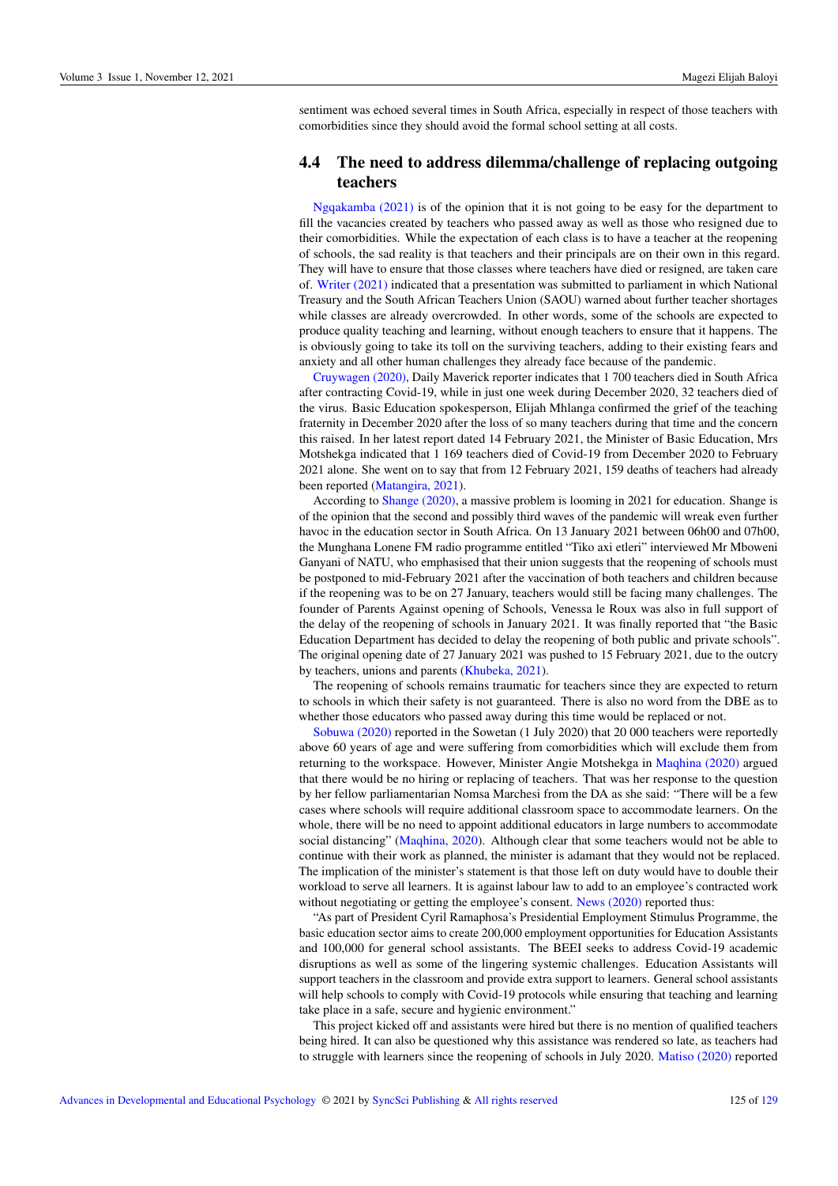sentiment was echoed several times in South Africa, especially in respect of those teachers with comorbidities since they should avoid the formal school setting at all costs.

## 4.4 The need to address dilemma/challenge of replacing outgoing teachers

Ngqakamba (2021) is of the opinion that it is not going to be easy for the department to fill the vacancies created by teachers who passed away as well as those who resigned due to their comorbidities. While the expectation of each class is to have a teacher at the reopening of schools, the sad reality is that teachers and their principals are on their own in this regard. They will have to ensure that those classes where teachers have died or resigned, are taken care of. Writer (2021) indicated that a presentation was submitted to parliament in which National Treasury and the South African Teachers Union (SAOU) warned about further teacher shortages while classes are already overcrowded. In other words, some of the schools are expected to produce quality teaching and learning, without enough teachers to ensure that it happens. The is obviously going to take its toll on the surviving teachers, adding to their existing fears and anxiety and all other human challenges they already face because of the pandemic.

Cruywagen (2020), Daily Maverick reporter indicates that 1 700 teachers died in South Africa after contracting Covid-19, while in just one week during December 2020, 32 teachers died of the virus. Basic Education spokesperson, Elijah Mhlanga confirmed the grief of the teaching fraternity in December 2020 after the loss of so many teachers during that time and the concern this raised. In her latest report dated 14 February 2021, the Minister of Basic Education, Mrs Motshekga indicated that 1 169 teachers died of Covid-19 from December 2020 to February 2021 alone. She went on to say that from 12 February 2021, 159 deaths of teachers had already been reported (Matangira, 2021).

According to Shange (2020), a massive problem is looming in 2021 for education. Shange is of the opinion that the second and possibly third waves of the pandemic will wreak even further havoc in the education sector in South Africa. On 13 January 2021 between 06h00 and 07h00, the Munghana Lonene FM radio programme entitled "Tiko axi etleri" interviewed Mr Mboweni Ganyani of NATU, who emphasised that their union suggests that the reopening of schools must be postponed to mid-February 2021 after the vaccination of both teachers and children because if the reopening was to be on 27 January, teachers would still be facing many challenges. The founder of Parents Against opening of Schools, Venessa le Roux was also in full support of the delay of the reopening of schools in January 2021. It was finally reported that "the Basic Education Department has decided to delay the reopening of both public and private schools". The original opening date of 27 January 2021 was pushed to 15 February 2021, due to the outcry by teachers, unions and parents (Khubeka, 2021).

The reopening of schools remains traumatic for teachers since they are expected to return to schools in which their safety is not guaranteed. There is also no word from the DBE as to whether those educators who passed away during this time would be replaced or not.

Sobuwa (2020) reported in the Sowetan (1 July 2020) that 20 000 teachers were reportedly above 60 years of age and were suffering from comorbidities which will exclude them from returning to the workspace. However, Minister Angie Motshekga in Maqhina (2020) argued that there would be no hiring or replacing of teachers. That was her response to the question by her fellow parliamentarian Nomsa Marchesi from the DA as she said: "There will be a few cases where schools will require additional classroom space to accommodate learners. On the whole, there will be no need to appoint additional educators in large numbers to accommodate social distancing" (Maqhina, 2020). Although clear that some teachers would not be able to continue with their work as planned, the minister is adamant that they would not be replaced. The implication of the minister's statement is that those left on duty would have to double their workload to serve all learners. It is against labour law to add to an employee's contracted work without negotiating or getting the employee's consent. News (2020) reported thus:

"As part of President Cyril Ramaphosa's Presidential Employment Stimulus Programme, the basic education sector aims to create 200,000 employment opportunities for Education Assistants and 100,000 for general school assistants. The BEEI seeks to address Covid-19 academic disruptions as well as some of the lingering systemic challenges. Education Assistants will support teachers in the classroom and provide extra support to learners. General school assistants will help schools to comply with Covid-19 protocols while ensuring that teaching and learning take place in a safe, secure and hygienic environment."

This project kicked off and assistants were hired but there is no mention of qualified teachers being hired. It can also be questioned why this assistance was rendered so late, as teachers had to struggle with learners since the reopening of schools in July 2020. Matiso (2020) reported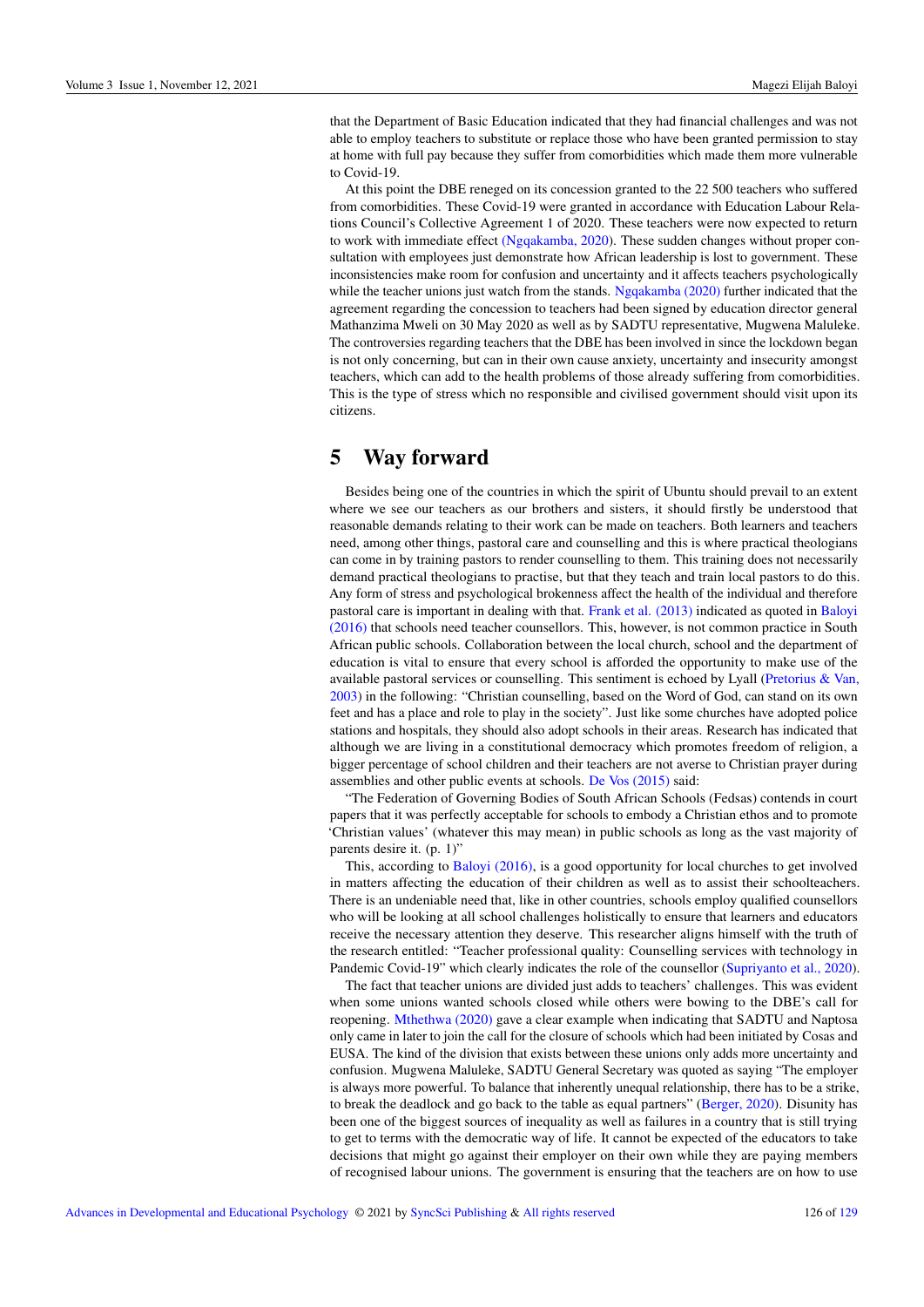that the Department of Basic Education indicated that they had financial challenges and was not able to employ teachers to substitute or replace those who have been granted permission to stay at home with full pay because they suffer from comorbidities which made them more vulnerable to Covid-19.

At this point the DBE reneged on its concession granted to the 22 500 teachers who suffered from comorbidities. These Covid-19 were granted in accordance with Education Labour Relations Council's Collective Agreement 1 of 2020. These teachers were now expected to return to work with immediate effect (Ngqakamba, 2020). These sudden changes without proper consultation with employees just demonstrate how African leadership is lost to government. These inconsistencies make room for confusion and uncertainty and it affects teachers psychologically while the teacher unions just watch from the stands. Ngqakamba (2020) further indicated that the agreement regarding the concession to teachers had been signed by education director general Mathanzima Mweli on 30 May 2020 as well as by SADTU representative, Mugwena Maluleke. The controversies regarding teachers that the DBE has been involved in since the lockdown began is not only concerning, but can in their own cause anxiety, uncertainty and insecurity amongst teachers, which can add to the health problems of those already suffering from comorbidities. This is the type of stress which no responsible and civilised government should visit upon its citizens.

# 5 Way forward

Besides being one of the countries in which the spirit of Ubuntu should prevail to an extent where we see our teachers as our brothers and sisters, it should firstly be understood that reasonable demands relating to their work can be made on teachers. Both learners and teachers need, among other things, pastoral care and counselling and this is where practical theologians can come in by training pastors to render counselling to them. This training does not necessarily demand practical theologians to practise, but that they teach and train local pastors to do this. Any form of stress and psychological brokenness affect the health of the individual and therefore pastoral care is important in dealing with that. Frank et al. (2013) indicated as quoted in Baloyi (2016) that schools need teacher counsellors. This, however, is not common practice in South African public schools. Collaboration between the local church, school and the department of education is vital to ensure that every school is afforded the opportunity to make use of the available pastoral services or counselling. This sentiment is echoed by Lyall (Pretorius & Van, 2003) in the following: "Christian counselling, based on the Word of God, can stand on its own feet and has a place and role to play in the society". Just like some churches have adopted police stations and hospitals, they should also adopt schools in their areas. Research has indicated that although we are living in a constitutional democracy which promotes freedom of religion, a bigger percentage of school children and their teachers are not averse to Christian prayer during assemblies and other public events at schools. De Vos (2015) said:

"The Federation of Governing Bodies of South African Schools (Fedsas) contends in court papers that it was perfectly acceptable for schools to embody a Christian ethos and to promote 'Christian values' (whatever this may mean) in public schools as long as the vast majority of parents desire it. (p. 1)"

This, according to Baloyi (2016), is a good opportunity for local churches to get involved in matters affecting the education of their children as well as to assist their schoolteachers. There is an undeniable need that, like in other countries, schools employ qualified counsellors who will be looking at all school challenges holistically to ensure that learners and educators receive the necessary attention they deserve. This researcher aligns himself with the truth of the research entitled: "Teacher professional quality: Counselling services with technology in Pandemic Covid-19" which clearly indicates the role of the counsellor (Supriyanto et al., 2020).

The fact that teacher unions are divided just adds to teachers' challenges. This was evident when some unions wanted schools closed while others were bowing to the DBE's call for reopening. Mthethwa (2020) gave a clear example when indicating that SADTU and Naptosa only came in later to join the call for the closure of schools which had been initiated by Cosas and EUSA. The kind of the division that exists between these unions only adds more uncertainty and confusion. Mugwena Maluleke, SADTU General Secretary was quoted as saying "The employer is always more powerful. To balance that inherently unequal relationship, there has to be a strike, to break the deadlock and go back to the table as equal partners" (Berger, 2020). Disunity has been one of the biggest sources of inequality as well as failures in a country that is still trying to get to terms with the democratic way of life. It cannot be expected of the educators to take decisions that might go against their employer on their own while they are paying members of recognised labour unions. The government is ensuring that the teachers are on how to use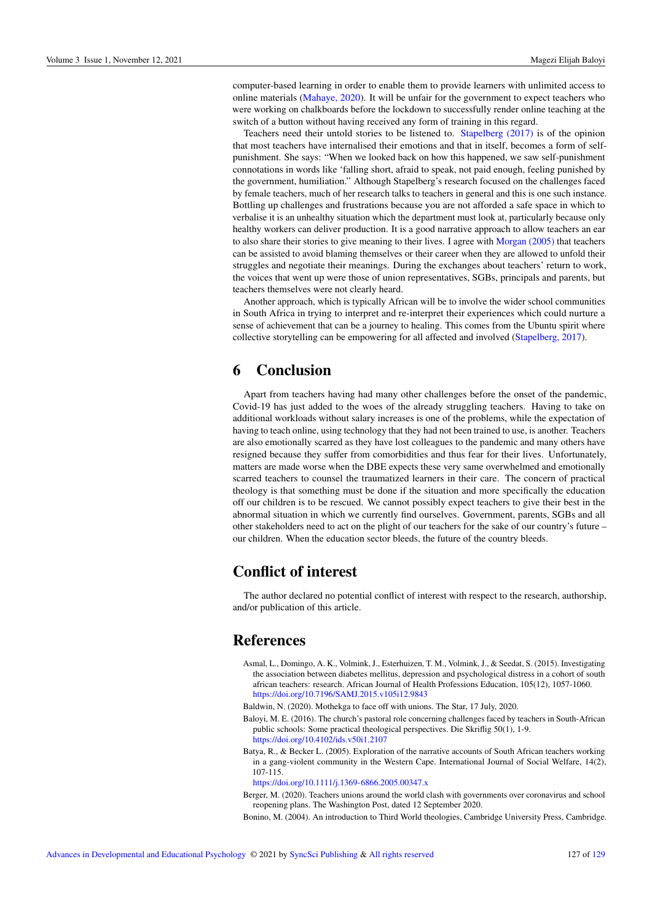computer-based learning in order to enable them to provide learners with unlimited access to online materials (Mahaye, 2020). It will be unfair for the government to expect teachers who were working on chalkboards before the lockdown to successfully render online teaching at the switch of a button without having received any form of training in this regard.

Teachers need their untold stories to be listened to. Stapelberg (2017) is of the opinion that most teachers have internalised their emotions and that in itself, becomes a form of self-punishment. She says: "When we looked back on how this happened, we saw self-punishment connotations in words like 'falling short, afraid to speak, not paid enough, feeling punished by the government, humiliation." Although Stapelberg's research focused on the challenges faced by female teachers, much of her research talks to teachers in general and this is one such instance. Bottling up challenges and frustrations because you are not afforded a safe space in which to verbalise it is an unhealthy situation which the department must look at, particularly because only healthy workers can deliver production. It is a good narrative approach to allow teachers an ear to also share their stories to give meaning to their lives. I agree with Morgan (2005) that teachers can be assisted to avoid blaming themselves or their career when they are allowed to unfold their struggles and negotiate their meanings. During the exchanges about teachers' return to work, the voices that went up were those of union representatives, SGBs, principals and parents, but teachers themselves were not clearly heard.

Another approach, which is typically African will be to involve the wider school communities in South Africa in trying to interpret and re-interpret their experiences which could nurture a sense of achievement that can be a journey to healing. This comes from the Ubuntu spirit where collective storytelling can be empowering for all affected and involved (Stapelberg, 2017).

# 6 Conclusion

Apart from teachers having had many other challenges before the onset of the pandemic, Covid-19 has just added to the woes of the already struggling teachers. Having to take on additional workloads without salary increases is one of the problems, while the expectation of having to teach online, using technology that they had not been trained to use, is another. Teachers are also emotionally scarred as they have lost colleagues to the pandemic and many others have resigned because they suffer from comorbidities and thus fear for their lives. Unfortunately, matters are made worse when the DBE expects these very same overwhelmed and emotionally scarred teachers to counsel the traumatized learners in their care. The concern of practical theology is that something must be done if the situation and more specifically the education off our children is to be rescued. We cannot possibly expect teachers to give their best in the abnormal situation in which we currently find ourselves. Government, parents, SGBs and all other stakeholders need to act on the plight of our teachers for the sake of our country's future – our children. When the education sector bleeds, the future of the country bleeds.

# Conflict of interest

The author declared no potential conflict of interest with respect to the research, authorship, and/or publication of this article.

# References

Asmal, L., Domingo, A. K., Volmink, J., Esterhuizen, T. M., Volmink, J., & Seedat, S. (2015). Investigating the association between diabetes mellitus, depression and psychological distress in a cohort of south african teachers: research. African Journal of Health Professions Education, 105(12), 1057-1060. https://doi.org/10.7196/SAMJ.2015.v105i12.9843

Baldwin, N. (2020). Mothekga to face off with unions. The Star, 17 July, 2020.

Baloyi, M. E. (2016). The church's pastoral role concerning challenges faced by teachers in South-African public schools: Some practical theological perspectives. Die Skriflig 50(1), 1-9. https://doi.org/10.4102/ids.v50i1.2107

Batya, R., & Becker L. (2005). Exploration of the narrative accounts of South African teachers working in a gang-violent community in the Western Cape. International Journal of Social Welfare, 14(2), 107-115. https://doi.org/10.1111/j.1369-6866.2005.00347.x

Berger, M. (2020). Teachers unions around the world clash with governments over coronavirus and school reopening plans. The Washington Post, dated 12 September 2020.

Bonino, M. (2004). An introduction to Third World theologies, Cambridge University Press, Cambridge.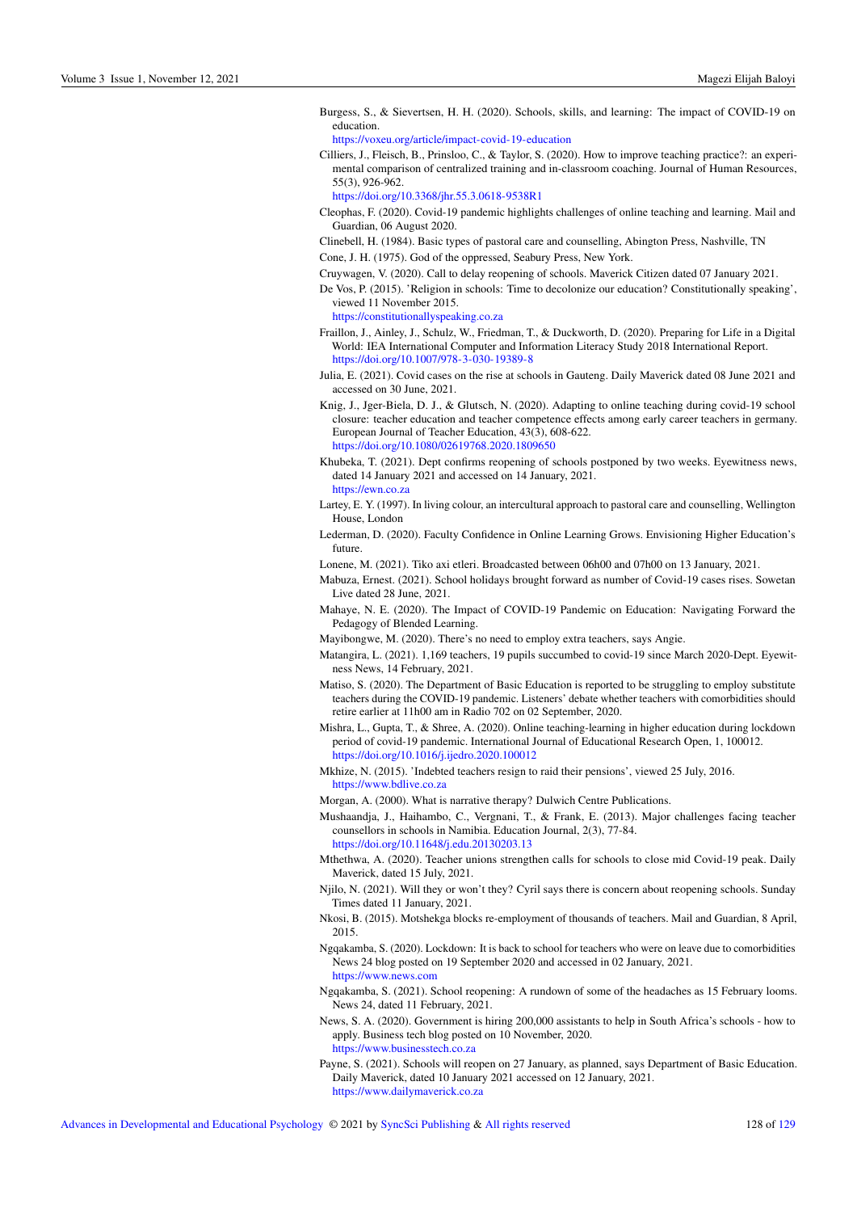Burgess, S., & Sievertsen, H. H. (2020). Schools, skills, and learning: The impact of COVID-19 on education.
https://voxeu.org/article/impact-covid-19-education

Cilliers, J., Fleisch, B., Prinsloo, C., & Taylor, S. (2020). How to improve teaching practice?: an experimental comparison of centralized training and in-classroom coaching. Journal of Human Resources, 55(3), 926-962.
https://doi.org/10.3368/jhr.55.3.0618-9538R1

Cleophas, F. (2020). Covid-19 pandemic highlights challenges of online teaching and learning. Mail and Guardian, 06 August 2020.

Clinebell, H. (1984). Basic types of pastoral care and counselling, Abington Press, Nashville, TN

Cone, J. H. (1975). God of the oppressed, Seabury Press, New York.

Cruywagen, V. (2020). Call to delay reopening of schools. Maverick Citizen dated 07 January 2021.

De Vos, P. (2015). 'Religion in schools: Time to decolonize our education? Constitutionally speaking', viewed 11 November 2015.
https://constitutionallyspeaking.co.za

Fraillon, J., Ainley, J., Schulz, W., Friedman, T., & Duckworth, D. (2020). Preparing for Life in a Digital World: IEA International Computer and Information Literacy Study 2018 International Report.
https://doi.org/10.1007/978-3-030-19389-8

Julia, E. (2021). Covid cases on the rise at schools in Gauteng. Daily Maverick dated 08 June 2021 and accessed on 30 June, 2021.

Knig, J., Jger-Biela, D. J., & Glutsch, N. (2020). Adapting to online teaching during covid-19 school closure: teacher education and teacher competence effects among early career teachers in germany. European Journal of Teacher Education, 43(3), 608-622.
https://doi.org/10.1080/02619768.2020.1809650

Khubeka, T. (2021). Dept confirms reopening of schools postponed by two weeks. Eyewitness news, dated 14 January 2021 and accessed on 14 January, 2021.
https://ewn.co.za

Lartey, E. Y. (1997). In living colour, an intercultural approach to pastoral care and counselling, Wellington House, London

Lederman, D. (2020). Faculty Confidence in Online Learning Grows. Envisioning Higher Education's future.

Lonene, M. (2021). Tiko axi etleri. Broadcasted between 06h00 and 07h00 on 13 January, 2021.

Mabuza, Ernest. (2021). School holidays brought forward as number of Covid-19 cases rises. Sowetan Live dated 28 June, 2021.

Mahaye, N. E. (2020). The Impact of COVID-19 Pandemic on Education: Navigating Forward the Pedagogy of Blended Learning.

Mayibongwe, M. (2020). There's no need to employ extra teachers, says Angie.

Matangira, L. (2021). 1,169 teachers, 19 pupils succumbed to covid-19 since March 2020-Dept. Eyewitness News, 14 February, 2021.

Matiso, S. (2020). The Department of Basic Education is reported to be struggling to employ substitute teachers during the COVID-19 pandemic. Listeners' debate whether teachers with comorbidities should retire earlier at 11h00 am in Radio 702 on 02 September, 2020.

Mishra, L., Gupta, T., & Shree, A. (2020). Online teaching-learning in higher education during lockdown period of covid-19 pandemic. International Journal of Educational Research Open, 1, 100012.
https://doi.org/10.1016/j.ijedro.2020.100012

Mkhize, N. (2015). 'Indebted teachers resign to raid their pensions', viewed 25 July, 2016.
https://www.bdlive.co.za

Morgan, A. (2000). What is narrative therapy? Dulwich Centre Publications.

Mushaandja, J., Haihambo, C., Vergnani, T., & Frank, E. (2013). Major challenges facing teacher counsellors in schools in Namibia. Education Journal, 2(3), 77-84.
https://doi.org/10.11648/j.edu.20130203.13

Mthethwa, A. (2020). Teacher unions strengthen calls for schools to close mid Covid-19 peak. Daily Maverick, dated 15 July, 2021.

Njilo, N. (2021). Will they or won't they? Cyril says there is concern about reopening schools. Sunday Times dated 11 January, 2021.

Nkosi, B. (2015). Motshekga blocks re-employment of thousands of teachers. Mail and Guardian, 8 April, 2015.

Ngqakamba, S. (2020). Lockdown: It is back to school for teachers who were on leave due to comorbidities News 24 blog posted on 19 September 2020 and accessed in 02 January, 2021.
https://www.news.com

Ngqakamba, S. (2021). School reopening: A rundown of some of the headaches as 15 February looms. News 24, dated 11 February, 2021.

News, S. A. (2020). Government is hiring 200,000 assistants to help in South Africa's schools - how to apply. Business tech blog posted on 10 November, 2020.
https://www.businesstech.co.za

Payne, S. (2021). Schools will reopen on 27 January, as planned, says Department of Basic Education. Daily Maverick, dated 10 January 2021 accessed on 12 January, 2021.
https://www.dailymaverick.co.za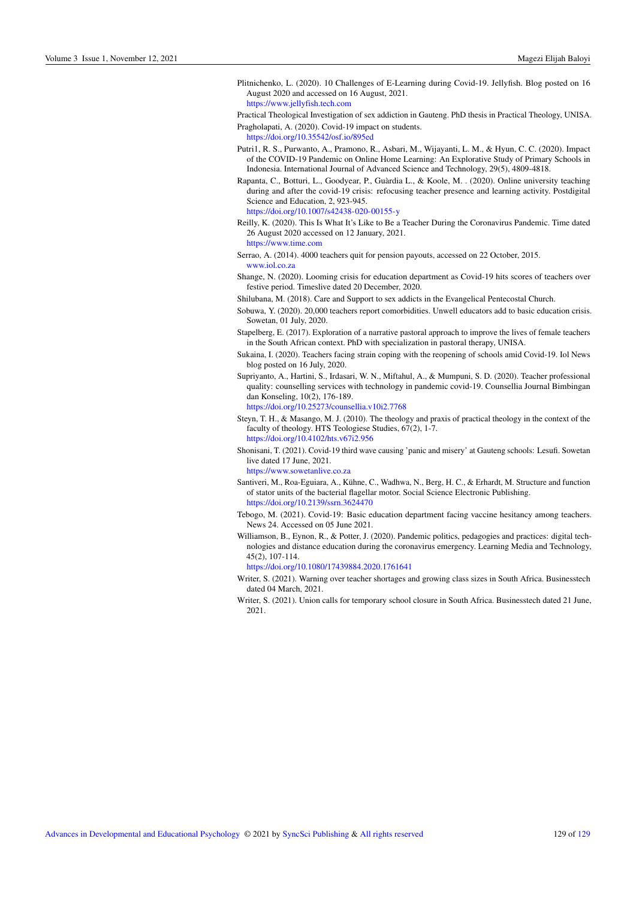Plitnichenko, L. (2020). 10 Challenges of E-Learning during Covid-19. Jellyfish. Blog posted on 16 August 2020 and accessed on 16 August, 2021.
https://www.jellyfish.tech.com

Practical Theological Investigation of sex addiction in Gauteng. PhD thesis in Practical Theology, UNISA.

Pragholapati, A. (2020). Covid-19 impact on students.
https://doi.org/10.35542/osf.io/895ed

Putri1, R. S., Purwanto, A., Pramono, R., Asbari, M., Wijayanti, L. M., & Hyun, C. C. (2020). Impact of the COVID-19 Pandemic on Online Home Learning: An Explorative Study of Primary Schools in Indonesia. International Journal of Advanced Science and Technology, 29(5), 4809-4818.

Rapanta, C., Botturi, L., Goodyear, P., Guàrdia L., & Koole, M. . (2020). Online university teaching during and after the covid-19 crisis: refocusing teacher presence and learning activity. Postdigital Science and Education, 2, 923-945.
https://doi.org/10.1007/s42438-020-00155-y

Reilly, K. (2020). This Is What It's Like to Be a Teacher During the Coronavirus Pandemic. Time dated 26 August 2020 accessed on 12 January, 2021.
https://www.time.com

Serrao, A. (2014). 4000 teachers quit for pension payouts, accessed on 22 October, 2015.
www.iol.co.za

Shange, N. (2020). Looming crisis for education department as Covid-19 hits scores of teachers over festive period. Timeslive dated 20 December, 2020.

Shilubana, M. (2018). Care and Support to sex addicts in the Evangelical Pentecostal Church.

Sobuwa, Y. (2020). 20,000 teachers report comorbidities. Unwell educators add to basic education crisis. Sowetan, 01 July, 2020.

Stapelberg, E. (2017). Exploration of a narrative pastoral approach to improve the lives of female teachers in the South African context. PhD with specialization in pastoral therapy, UNISA.

Sukaina, I. (2020). Teachers facing strain coping with the reopening of schools amid Covid-19. Iol News blog posted on 16 July, 2020.

Supriyanto, A., Hartini, S., Irdasari, W. N., Miftahul, A., & Mumpuni, S. D. (2020). Teacher professional quality: counselling services with technology in pandemic covid-19. Counsellia Journal Bimbingan dan Konseling, 10(2), 176-189.
https://doi.org/10.25273/counsellia.v10i2.7768

Steyn, T. H., & Masango, M. J. (2010). The theology and praxis of practical theology in the context of the faculty of theology. HTS Teologiese Studies, 67(2), 1-7.
https://doi.org/10.4102/hts.v67i2.956

Shonisani, T. (2021). Covid-19 third wave causing 'panic and misery' at Gauteng schools: Lesufi. Sowetan live dated 17 June, 2021.
https://www.sowetanlive.co.za

Santiveri, M., Roa-Eguiara, A., Kühne, C., Wadhwa, N., Berg, H. C., & Erhardt, M. Structure and function of stator units of the bacterial flagellar motor. Social Science Electronic Publishing.
https://doi.org/10.2139/ssrn.3624470

Tebogo, M. (2021). Covid-19: Basic education department facing vaccine hesitancy among teachers. News 24. Accessed on 05 June 2021.

Williamson, B., Eynon, R., & Potter, J. (2020). Pandemic politics, pedagogies and practices: digital technologies and distance education during the coronavirus emergency. Learning Media and Technology, 45(2), 107-114.
https://doi.org/10.1080/17439884.2020.1761641

Writer, S. (2021). Warning over teacher shortages and growing class sizes in South Africa. Businesstech dated 04 March, 2021.

Writer, S. (2021). Union calls for temporary school closure in South Africa. Businesstech dated 21 June, 2021.